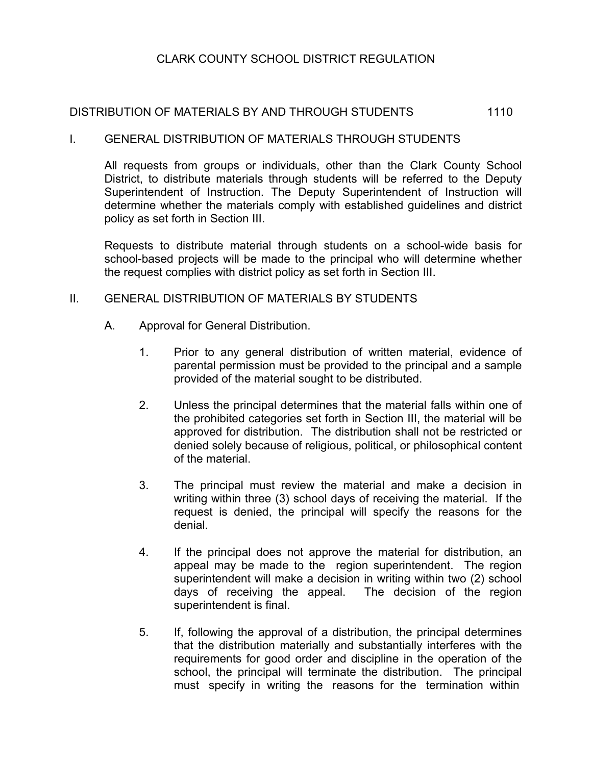# CLARK COUNTY SCHOOL DISTRICT REGULATION

## DISTRIBUTION OF MATERIALS BY AND THROUGH STUDENTS 1110

### I. GENERAL DISTRIBUTION OF MATERIALS THROUGH STUDENTS

All requests from groups or individuals, other than the Clark County School District, to distribute materials through students will be referred to the Deputy Superintendent of Instruction. The Deputy Superintendent of Instruction will determine whether the materials comply with established guidelines and district policy as set forth in Section III.

Requests to distribute material through students on a school-wide basis for school-based projects will be made to the principal who will determine whether the request complies with district policy as set forth in Section III.

### II. GENERAL DISTRIBUTION OF MATERIALS BY STUDENTS

A. Approval for General Distribution.

1. Prior to any general distribution of written material, evidence of parental permission must be provided to the principal and a sample provided of the material sought to be distributed.

2. Unless the principal determines that the material falls within one of the prohibited categories set forth in Section III, the material will be approved for distribution. The distribution shall not be restricted or denied solely because of religious, political, or philosophical content of the material.

3. The principal must review the material and make a decision in writing within three (3) school days of receiving the material. If the request is denied, the principal will specify the reasons for the denial.

4. If the principal does not approve the material for distribution, an appeal may be made to the region superintendent. The region superintendent will make a decision in writing within two (2) school days of receiving the appeal. The decision of the region superintendent is final.

5. If, following the approval of a distribution, the principal determines that the distribution materially and substantially interferes with the requirements for good order and discipline in the operation of the school, the principal will terminate the distribution. The principal must specify in writing the reasons for the termination within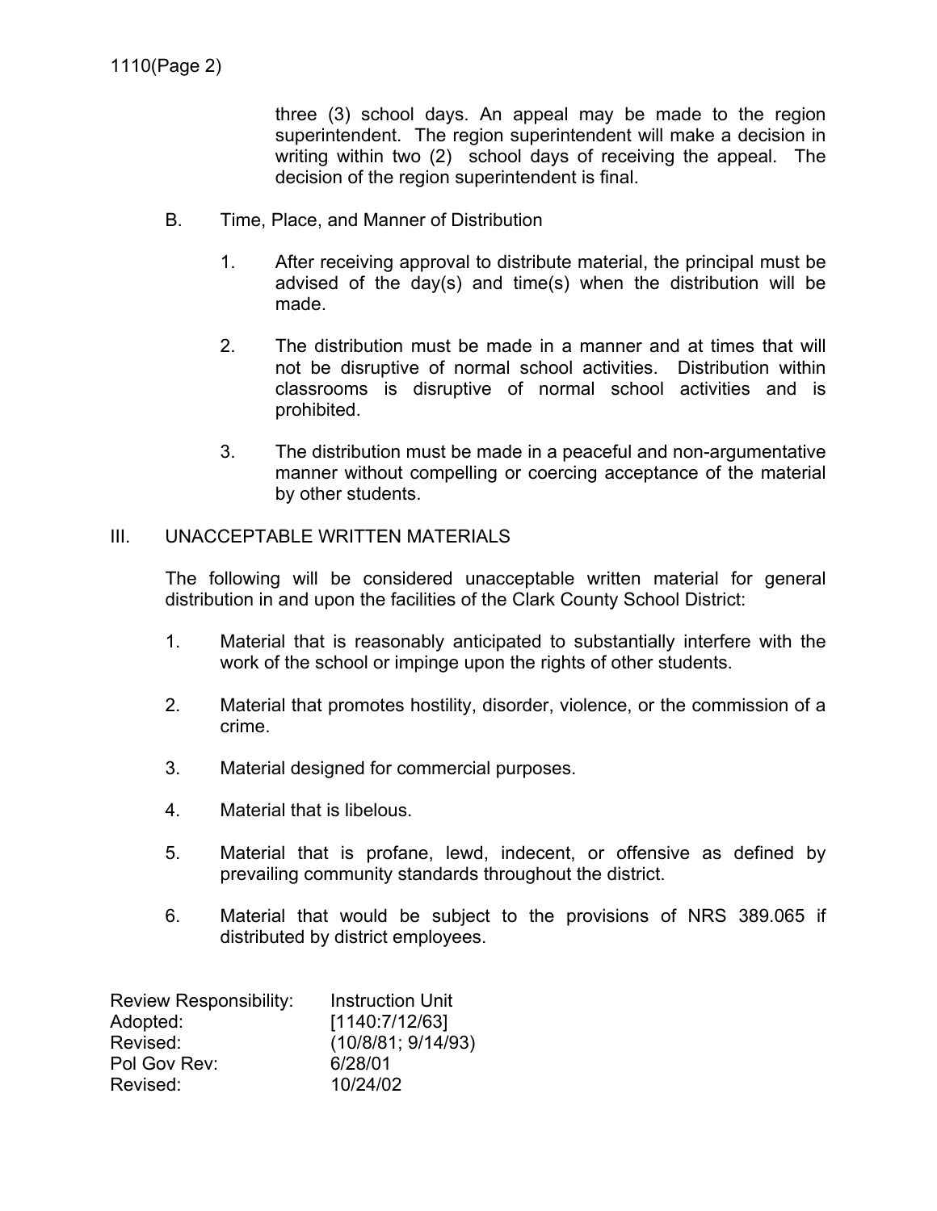three (3) school days. An appeal may be made to the region superintendent. The region superintendent will make a decision in writing within two (2) school days of receiving the appeal. The decision of the region superintendent is final.

B. Time, Place, and Manner of Distribution

1. After receiving approval to distribute material, the principal must be advised of the day(s) and time(s) when the distribution will be made.

2. The distribution must be made in a manner and at times that will not be disruptive of normal school activities. Distribution within classrooms is disruptive of normal school activities and is prohibited.

3. The distribution must be made in a peaceful and non-argumentative manner without compelling or coercing acceptance of the material by other students.

## III. UNACCEPTABLE WRITTEN MATERIALS

The following will be considered unacceptable written material for general distribution in and upon the facilities of the Clark County School District:

1. Material that is reasonably anticipated to substantially interfere with the work of the school or impinge upon the rights of other students.

2. Material that promotes hostility, disorder, violence, or the commission of a crime.

3. Material designed for commercial purposes.

4. Material that is libelous.

5. Material that is profane, lewd, indecent, or offensive as defined by prevailing community standards throughout the district.

6. Material that would be subject to the provisions of NRS 389.065 if distributed by district employees.

| | |
|---|---|
| Review Responsibility: | Instruction Unit |
| Adopted: | [1140:7/12/63] |
| Revised: | (10/8/81; 9/14/93) |
| Pol Gov Rev: | 6/28/01 |
| Revised: | 10/24/02 |